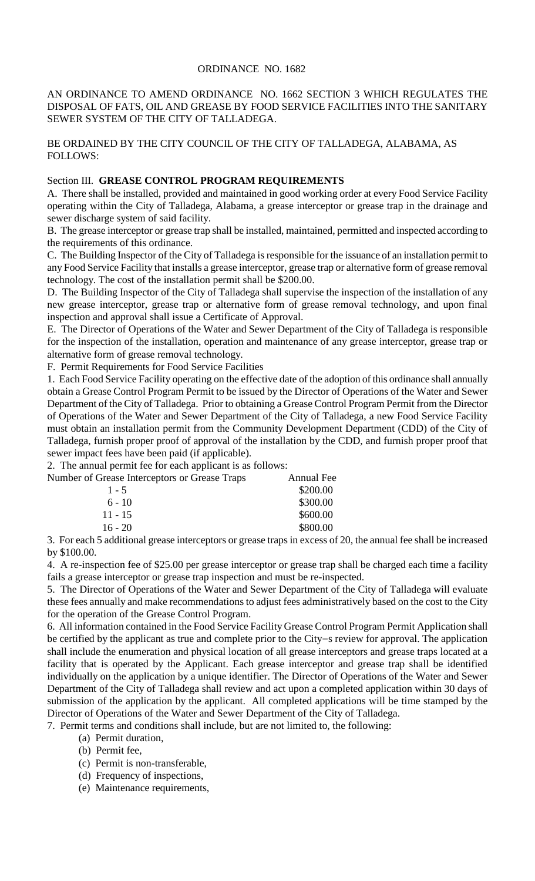ORDINANCE NO. 1682

AN ORDINANCE TO AMEND ORDINANCE NO. 1662 SECTION 3 WHICH REGULATES THE DISPOSAL OF FATS, OIL AND GREASE BY FOOD SERVICE FACILITIES INTO THE SANITARY SEWER SYSTEM OF THE CITY OF TALLADEGA.

BE ORDAINED BY THE CITY COUNCIL OF THE CITY OF TALLADEGA, ALABAMA, AS FOLLOWS:

Section III. **GREASE CONTROL PROGRAM REQUIREMENTS**

A. There shall be installed, provided and maintained in good working order at every Food Service Facility operating within the City of Talladega, Alabama, a grease interceptor or grease trap in the drainage and sewer discharge system of said facility.

B. The grease interceptor or grease trap shall be installed, maintained, permitted and inspected according to the requirements of this ordinance.

C. The Building Inspector of the City of Talladega is responsible for the issuance of an installation permit to any Food Service Facility that installs a grease interceptor, grease trap or alternative form of grease removal technology. The cost of the installation permit shall be $200.00.

D. The Building Inspector of the City of Talladega shall supervise the inspection of the installation of any new grease interceptor, grease trap or alternative form of grease removal technology, and upon final inspection and approval shall issue a Certificate of Approval.

E. The Director of Operations of the Water and Sewer Department of the City of Talladega is responsible for the inspection of the installation, operation and maintenance of any grease interceptor, grease trap or alternative form of grease removal technology.

F. Permit Requirements for Food Service Facilities

1. Each Food Service Facility operating on the effective date of the adoption of this ordinance shall annually obtain a Grease Control Program Permit to be issued by the Director of Operations of the Water and Sewer Department of the City of Talladega. Prior to obtaining a Grease Control Program Permit from the Director of Operations of the Water and Sewer Department of the City of Talladega, a new Food Service Facility must obtain an installation permit from the Community Development Department (CDD) of the City of Talladega, furnish proper proof of approval of the installation by the CDD, and furnish proper proof that sewer impact fees have been paid (if applicable).

2. The annual permit fee for each applicant is as follows:

| Number of Grease Interceptors or Grease Traps | Annual Fee |
|---|---|
| 1 - 5 | $200.00 |
| 6 - 10 | $300.00 |
| 11 - 15 | $600.00 |
| 16 - 20 | $800.00 |

3. For each 5 additional grease interceptors or grease traps in excess of 20, the annual fee shall be increased by $100.00.

4. A re-inspection fee of $25.00 per grease interceptor or grease trap shall be charged each time a facility fails a grease interceptor or grease trap inspection and must be re-inspected.

5. The Director of Operations of the Water and Sewer Department of the City of Talladega will evaluate these fees annually and make recommendations to adjust fees administratively based on the cost to the City for the operation of the Grease Control Program.

6. All information contained in the Food Service Facility Grease Control Program Permit Application shall be certified by the applicant as true and complete prior to the City=s review for approval. The application shall include the enumeration and physical location of all grease interceptors and grease traps located at a facility that is operated by the Applicant. Each grease interceptor and grease trap shall be identified individually on the application by a unique identifier. The Director of Operations of the Water and Sewer Department of the City of Talladega shall review and act upon a completed application within 30 days of submission of the application by the applicant. All completed applications will be time stamped by the Director of Operations of the Water and Sewer Department of the City of Talladega.

7. Permit terms and conditions shall include, but are not limited to, the following:
   - (a) Permit duration,
   - (b) Permit fee,
   - (c) Permit is non-transferable,
   - (d) Frequency of inspections,
   - (e) Maintenance requirements,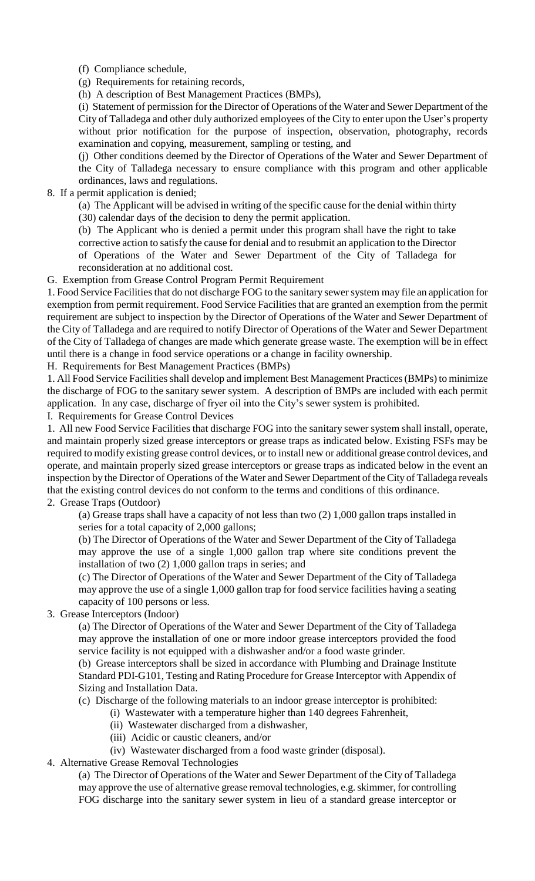(f) Compliance schedule,

(g) Requirements for retaining records,

(h) A description of Best Management Practices (BMPs),

(i) Statement of permission for the Director of Operations of the Water and Sewer Department of the City of Talladega and other duly authorized employees of the City to enter upon the User's property without prior notification for the purpose of inspection, observation, photography, records examination and copying, measurement, sampling or testing, and

(j) Other conditions deemed by the Director of Operations of the Water and Sewer Department of the City of Talladega necessary to ensure compliance with this program and other applicable ordinances, laws and regulations.

8. If a permit application is denied;

(a) The Applicant will be advised in writing of the specific cause for the denial within thirty (30) calendar days of the decision to deny the permit application.

(b) The Applicant who is denied a permit under this program shall have the right to take corrective action to satisfy the cause for denial and to resubmit an application to the Director of Operations of the Water and Sewer Department of the City of Talladega for reconsideration at no additional cost.

G. Exemption from Grease Control Program Permit Requirement

1. Food Service Facilities that do not discharge FOG to the sanitary sewer system may file an application for exemption from permit requirement. Food Service Facilities that are granted an exemption from the permit requirement are subject to inspection by the Director of Operations of the Water and Sewer Department of the City of Talladega and are required to notify Director of Operations of the Water and Sewer Department of the City of Talladega of changes are made which generate grease waste. The exemption will be in effect until there is a change in food service operations or a change in facility ownership.

H. Requirements for Best Management Practices (BMPs)

1. All Food Service Facilities shall develop and implement Best Management Practices (BMPs) to minimize the discharge of FOG to the sanitary sewer system. A description of BMPs are included with each permit application. In any case, discharge of fryer oil into the City's sewer system is prohibited.

I. Requirements for Grease Control Devices

1. All new Food Service Facilities that discharge FOG into the sanitary sewer system shall install, operate, and maintain properly sized grease interceptors or grease traps as indicated below. Existing FSFs may be required to modify existing grease control devices, or to install new or additional grease control devices, and operate, and maintain properly sized grease interceptors or grease traps as indicated below in the event an inspection by the Director of Operations of the Water and Sewer Department of the City of Talladega reveals that the existing control devices do not conform to the terms and conditions of this ordinance.

2. Grease Traps (Outdoor)

(a) Grease traps shall have a capacity of not less than two (2) 1,000 gallon traps installed in series for a total capacity of 2,000 gallons;

(b) The Director of Operations of the Water and Sewer Department of the City of Talladega may approve the use of a single 1,000 gallon trap where site conditions prevent the installation of two (2) 1,000 gallon traps in series; and

(c) The Director of Operations of the Water and Sewer Department of the City of Talladega may approve the use of a single 1,000 gallon trap for food service facilities having a seating capacity of 100 persons or less.

3. Grease Interceptors (Indoor)

(a) The Director of Operations of the Water and Sewer Department of the City of Talladega may approve the installation of one or more indoor grease interceptors provided the food service facility is not equipped with a dishwasher and/or a food waste grinder.

(b) Grease interceptors shall be sized in accordance with Plumbing and Drainage Institute Standard PDI-G101, Testing and Rating Procedure for Grease Interceptor with Appendix of Sizing and Installation Data.

(c) Discharge of the following materials to an indoor grease interceptor is prohibited:

(i) Wastewater with a temperature higher than 140 degrees Fahrenheit,

(ii) Wastewater discharged from a dishwasher,

(iii) Acidic or caustic cleaners, and/or

(iv) Wastewater discharged from a food waste grinder (disposal).

4. Alternative Grease Removal Technologies

(a) The Director of Operations of the Water and Sewer Department of the City of Talladega may approve the use of alternative grease removal technologies, e.g. skimmer, for controlling FOG discharge into the sanitary sewer system in lieu of a standard grease interceptor or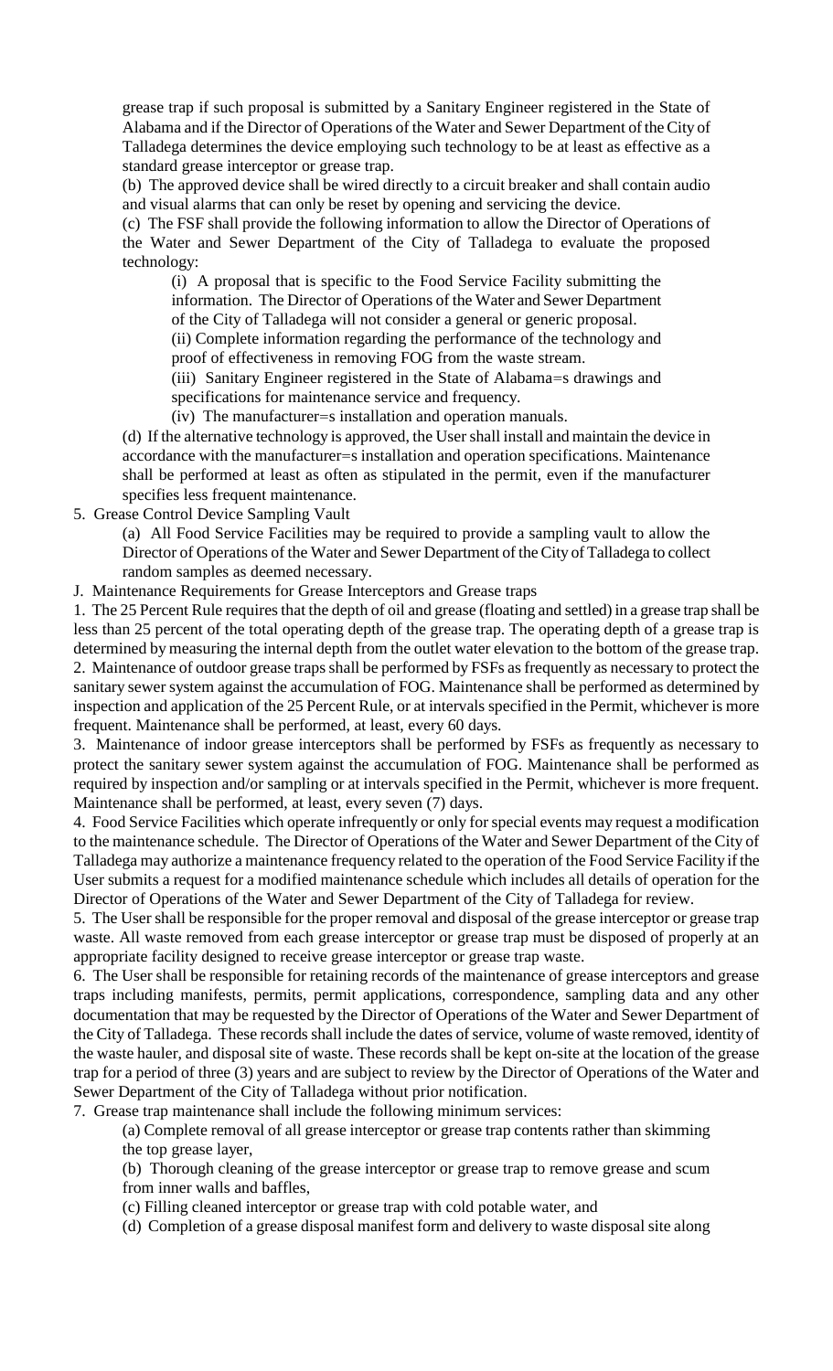grease trap if such proposal is submitted by a Sanitary Engineer registered in the State of Alabama and if the Director of Operations of the Water and Sewer Department of the City of Talladega determines the device employing such technology to be at least as effective as a standard grease interceptor or grease trap.

(b) The approved device shall be wired directly to a circuit breaker and shall contain audio and visual alarms that can only be reset by opening and servicing the device.

(c) The FSF shall provide the following information to allow the Director of Operations of the Water and Sewer Department of the City of Talladega to evaluate the proposed technology:

(i) A proposal that is specific to the Food Service Facility submitting the information. The Director of Operations of the Water and Sewer Department of the City of Talladega will not consider a general or generic proposal.

(ii) Complete information regarding the performance of the technology and proof of effectiveness in removing FOG from the waste stream.

(iii) Sanitary Engineer registered in the State of Alabama=s drawings and specifications for maintenance service and frequency.

(iv) The manufacturer=s installation and operation manuals.

(d) If the alternative technology is approved, the User shall install and maintain the device in accordance with the manufacturer=s installation and operation specifications. Maintenance shall be performed at least as often as stipulated in the permit, even if the manufacturer specifies less frequent maintenance.

5. Grease Control Device Sampling Vault

(a) All Food Service Facilities may be required to provide a sampling vault to allow the Director of Operations of the Water and Sewer Department of the City of Talladega to collect random samples as deemed necessary.

J. Maintenance Requirements for Grease Interceptors and Grease traps

1. The 25 Percent Rule requires that the depth of oil and grease (floating and settled) in a grease trap shall be less than 25 percent of the total operating depth of the grease trap. The operating depth of a grease trap is determined by measuring the internal depth from the outlet water elevation to the bottom of the grease trap.

2. Maintenance of outdoor grease traps shall be performed by FSFs as frequently as necessary to protect the sanitary sewer system against the accumulation of FOG. Maintenance shall be performed as determined by inspection and application of the 25 Percent Rule, or at intervals specified in the Permit, whichever is more frequent. Maintenance shall be performed, at least, every 60 days.

3. Maintenance of indoor grease interceptors shall be performed by FSFs as frequently as necessary to protect the sanitary sewer system against the accumulation of FOG. Maintenance shall be performed as required by inspection and/or sampling or at intervals specified in the Permit, whichever is more frequent. Maintenance shall be performed, at least, every seven (7) days.

4. Food Service Facilities which operate infrequently or only for special events may request a modification to the maintenance schedule. The Director of Operations of the Water and Sewer Department of the City of Talladega may authorize a maintenance frequency related to the operation of the Food Service Facility if the User submits a request for a modified maintenance schedule which includes all details of operation for the Director of Operations of the Water and Sewer Department of the City of Talladega for review.

5. The User shall be responsible for the proper removal and disposal of the grease interceptor or grease trap waste. All waste removed from each grease interceptor or grease trap must be disposed of properly at an appropriate facility designed to receive grease interceptor or grease trap waste.

6. The User shall be responsible for retaining records of the maintenance of grease interceptors and grease traps including manifests, permits, permit applications, correspondence, sampling data and any other documentation that may be requested by the Director of Operations of the Water and Sewer Department of the City of Talladega. These records shall include the dates of service, volume of waste removed, identity of the waste hauler, and disposal site of waste. These records shall be kept on-site at the location of the grease trap for a period of three (3) years and are subject to review by the Director of Operations of the Water and Sewer Department of the City of Talladega without prior notification.

7. Grease trap maintenance shall include the following minimum services:

(a) Complete removal of all grease interceptor or grease trap contents rather than skimming the top grease layer,

(b) Thorough cleaning of the grease interceptor or grease trap to remove grease and scum from inner walls and baffles,

(c) Filling cleaned interceptor or grease trap with cold potable water, and

(d) Completion of a grease disposal manifest form and delivery to waste disposal site along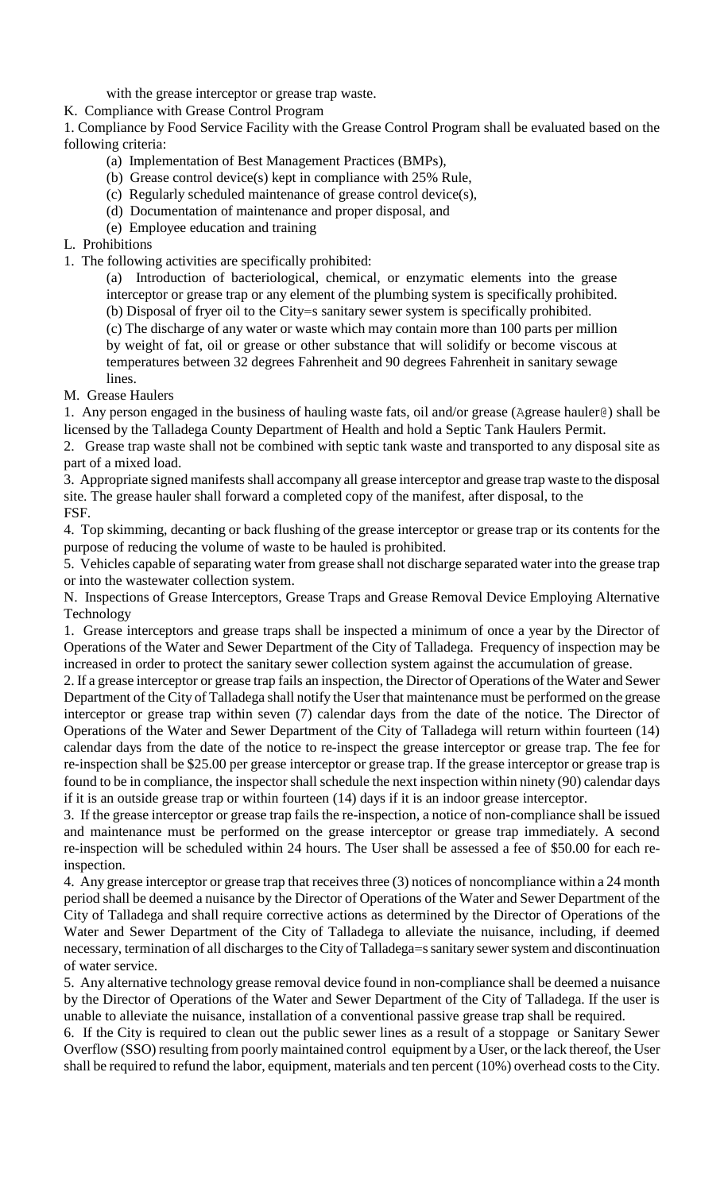with the grease interceptor or grease trap waste.

K. Compliance with Grease Control Program

1. Compliance by Food Service Facility with the Grease Control Program shall be evaluated based on the following criteria:

   (a) Implementation of Best Management Practices (BMPs),

   (b) Grease control device(s) kept in compliance with 25% Rule,

   (c) Regularly scheduled maintenance of grease control device(s),

   (d) Documentation of maintenance and proper disposal, and

   (e) Employee education and training

L. Prohibitions

1. The following activities are specifically prohibited:

   (a) Introduction of bacteriological, chemical, or enzymatic elements into the grease interceptor or grease trap or any element of the plumbing system is specifically prohibited.

   (b) Disposal of fryer oil to the City=s sanitary sewer system is specifically prohibited.

   (c) The discharge of any water or waste which may contain more than 100 parts per million by weight of fat, oil or grease or other substance that will solidify or become viscous at temperatures between 32 degrees Fahrenheit and 90 degrees Fahrenheit in sanitary sewage lines.

M. Grease Haulers

1. Any person engaged in the business of hauling waste fats, oil and/or grease (Agrease hauler@) shall be licensed by the Talladega County Department of Health and hold a Septic Tank Haulers Permit.

2. Grease trap waste shall not be combined with septic tank waste and transported to any disposal site as part of a mixed load.

3. Appropriate signed manifests shall accompany all grease interceptor and grease trap waste to the disposal site. The grease hauler shall forward a completed copy of the manifest, after disposal, to the FSF.

4. Top skimming, decanting or back flushing of the grease interceptor or grease trap or its contents for the purpose of reducing the volume of waste to be hauled is prohibited.

5. Vehicles capable of separating water from grease shall not discharge separated water into the grease trap or into the wastewater collection system.

N. Inspections of Grease Interceptors, Grease Traps and Grease Removal Device Employing Alternative Technology

1. Grease interceptors and grease traps shall be inspected a minimum of once a year by the Director of Operations of the Water and Sewer Department of the City of Talladega. Frequency of inspection may be increased in order to protect the sanitary sewer collection system against the accumulation of grease.

2. If a grease interceptor or grease trap fails an inspection, the Director of Operations of the Water and Sewer Department of the City of Talladega shall notify the User that maintenance must be performed on the grease interceptor or grease trap within seven (7) calendar days from the date of the notice. The Director of Operations of the Water and Sewer Department of the City of Talladega will return within fourteen (14) calendar days from the date of the notice to re-inspect the grease interceptor or grease trap. The fee for re-inspection shall be $25.00 per grease interceptor or grease trap. If the grease interceptor or grease trap is found to be in compliance, the inspector shall schedule the next inspection within ninety (90) calendar days if it is an outside grease trap or within fourteen (14) days if it is an indoor grease interceptor.

3. If the grease interceptor or grease trap fails the re-inspection, a notice of non-compliance shall be issued and maintenance must be performed on the grease interceptor or grease trap immediately. A second re-inspection will be scheduled within 24 hours. The User shall be assessed a fee of $50.00 for each re-inspection.

4. Any grease interceptor or grease trap that receives three (3) notices of noncompliance within a 24 month period shall be deemed a nuisance by the Director of Operations of the Water and Sewer Department of the City of Talladega and shall require corrective actions as determined by the Director of Operations of the Water and Sewer Department of the City of Talladega to alleviate the nuisance, including, if deemed necessary, termination of all discharges to the City of Talladega=s sanitary sewer system and discontinuation of water service.

5. Any alternative technology grease removal device found in non-compliance shall be deemed a nuisance by the Director of Operations of the Water and Sewer Department of the City of Talladega. If the user is unable to alleviate the nuisance, installation of a conventional passive grease trap shall be required.

6. If the City is required to clean out the public sewer lines as a result of a stoppage or Sanitary Sewer Overflow (SSO) resulting from poorly maintained control equipment by a User, or the lack thereof, the User shall be required to refund the labor, equipment, materials and ten percent (10%) overhead costs to the City.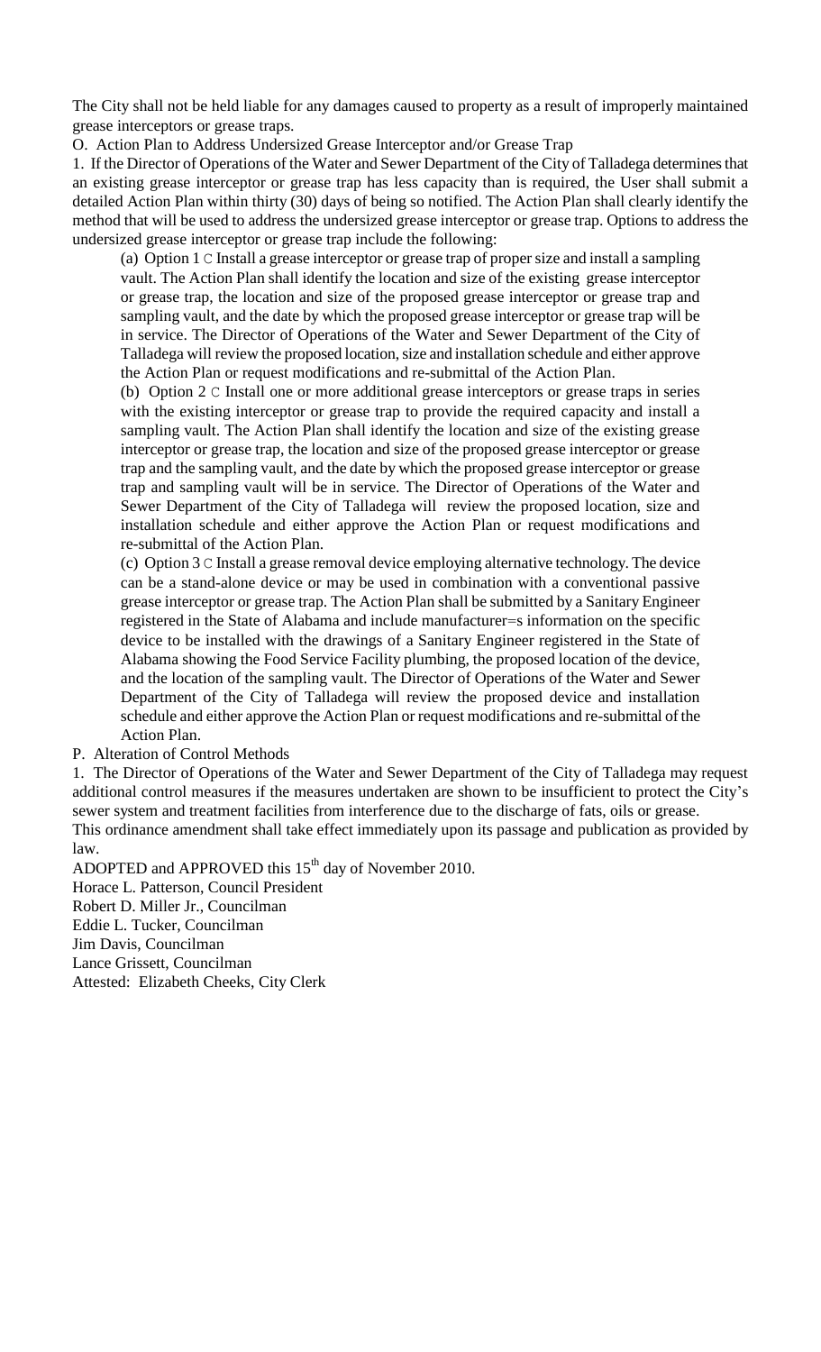The City shall not be held liable for any damages caused to property as a result of improperly maintained grease interceptors or grease traps.

O. Action Plan to Address Undersized Grease Interceptor and/or Grease Trap

1. If the Director of Operations of the Water and Sewer Department of the City of Talladega determines that an existing grease interceptor or grease trap has less capacity than is required, the User shall submit a detailed Action Plan within thirty (30) days of being so notified. The Action Plan shall clearly identify the method that will be used to address the undersized grease interceptor or grease trap. Options to address the undersized grease interceptor or grease trap include the following:

(a) Option 1 C Install a grease interceptor or grease trap of proper size and install a sampling vault. The Action Plan shall identify the location and size of the existing grease interceptor or grease trap, the location and size of the proposed grease interceptor or grease trap and sampling vault, and the date by which the proposed grease interceptor or grease trap will be in service. The Director of Operations of the Water and Sewer Department of the City of Talladega will review the proposed location, size and installation schedule and either approve the Action Plan or request modifications and re-submittal of the Action Plan.

(b) Option 2 C Install one or more additional grease interceptors or grease traps in series with the existing interceptor or grease trap to provide the required capacity and install a sampling vault. The Action Plan shall identify the location and size of the existing grease interceptor or grease trap, the location and size of the proposed grease interceptor or grease trap and the sampling vault, and the date by which the proposed grease interceptor or grease trap and sampling vault will be in service. The Director of Operations of the Water and Sewer Department of the City of Talladega will review the proposed location, size and installation schedule and either approve the Action Plan or request modifications and re-submittal of the Action Plan.

(c) Option 3 C Install a grease removal device employing alternative technology. The device can be a stand-alone device or may be used in combination with a conventional passive grease interceptor or grease trap. The Action Plan shall be submitted by a Sanitary Engineer registered in the State of Alabama and include manufacturer=s information on the specific device to be installed with the drawings of a Sanitary Engineer registered in the State of Alabama showing the Food Service Facility plumbing, the proposed location of the device, and the location of the sampling vault. The Director of Operations of the Water and Sewer Department of the City of Talladega will review the proposed device and installation schedule and either approve the Action Plan or request modifications and re-submittal of the Action Plan.

P. Alteration of Control Methods

1. The Director of Operations of the Water and Sewer Department of the City of Talladega may request additional control measures if the measures undertaken are shown to be insufficient to protect the City's sewer system and treatment facilities from interference due to the discharge of fats, oils or grease.

This ordinance amendment shall take effect immediately upon its passage and publication as provided by law.

ADOPTED and APPROVED this 15th day of November 2010.

Horace L. Patterson, Council President

Robert D. Miller Jr., Councilman

Eddie L. Tucker, Councilman

Jim Davis, Councilman

Lance Grissett, Councilman

Attested: Elizabeth Cheeks, City Clerk